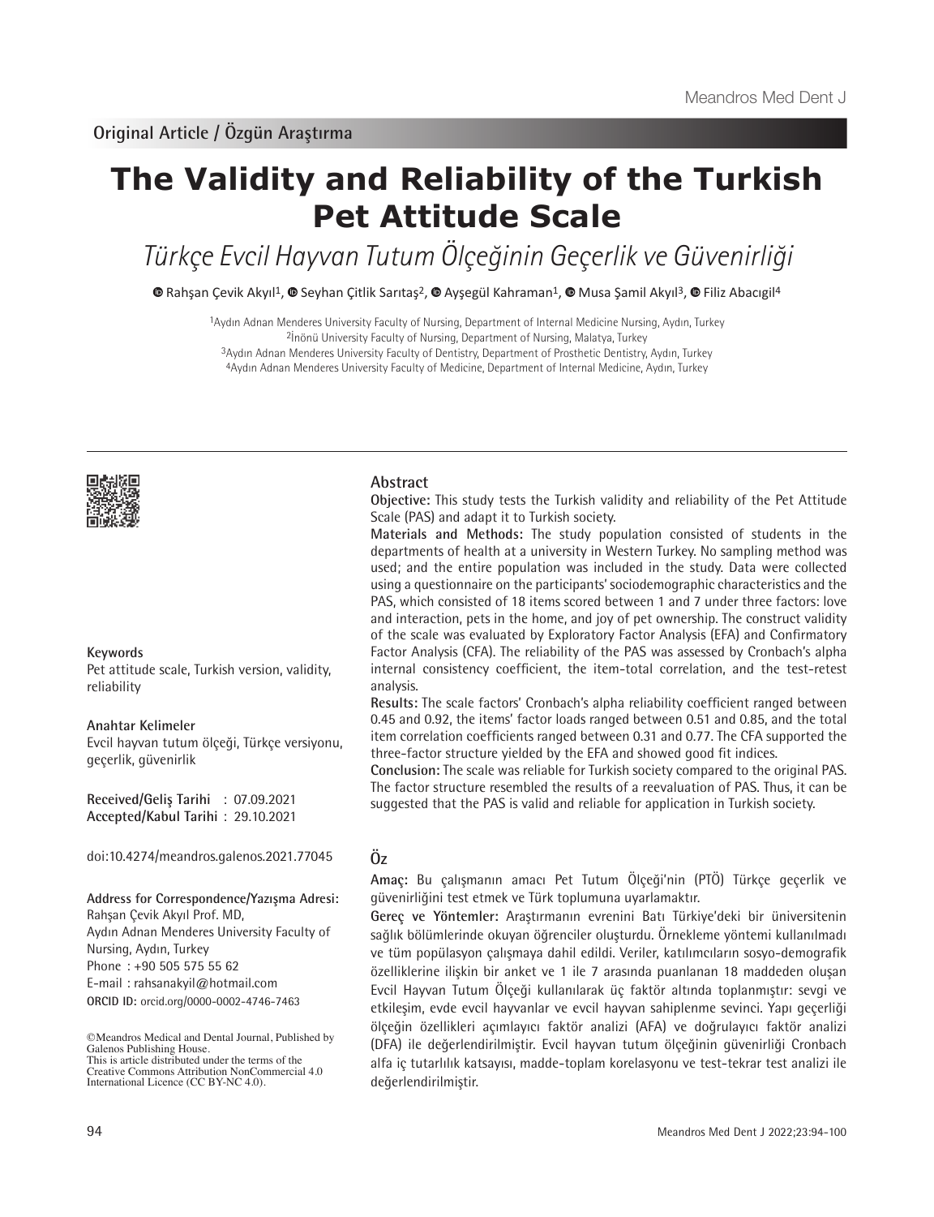Original Article / Özgün Araştırma

# The Validity and Reliability of the Turkish Pet Attitude Scale

*Türkçe Evcil Hayvan Tutum Ölçeğinin Geçerlik ve Güvenirliği*

Rahşan Çevik Akyıl[1], Seyhan Çitlik Sarıtaş[2], Ayşegül Kahraman[1], Musa Şamil Akyıl[3], Filiz Abacıgil[4]

[1]Aydın Adnan Menderes University Faculty of Nursing, Department of Internal Medicine Nursing, Aydın, Turkey
[2]İnönü University Faculty of Nursing, Department of Nursing, Malatya, Turkey
[3]Aydın Adnan Menderes University Faculty of Dentistry, Department of Prosthetic Dentistry, Aydın, Turkey
[4]Aydın Adnan Menderes University Faculty of Medicine, Department of Internal Medicine, Aydın, Turkey

## Abstract

**Objective:** This study tests the Turkish validity and reliability of the Pet Attitude Scale (PAS) and adapt it to Turkish society.

**Materials and Methods:** The study population consisted of students in the departments of health at a university in Western Turkey. No sampling method was used; and the entire population was included in the study. Data were collected using a questionnaire on the participants' sociodemographic characteristics and the PAS, which consisted of 18 items scored between 1 and 7 under three factors: love and interaction, pets in the home, and joy of pet ownership. The construct validity of the scale was evaluated by Exploratory Factor Analysis (EFA) and Confirmatory Factor Analysis (CFA). The reliability of the PAS was assessed by Cronbach's alpha internal consistency coefficient, the item-total correlation, and the test-retest analysis.

**Results:** The scale factors' Cronbach's alpha reliability coefficient ranged between 0.45 and 0.92, the items' factor loads ranged between 0.51 and 0.85, and the total item correlation coefficients ranged between 0.31 and 0.77. The CFA supported the three-factor structure yielded by the EFA and showed good fit indices.

**Conclusion:** The scale was reliable for Turkish society compared to the original PAS. The factor structure resembled the results of a reevaluation of PAS. Thus, it can be suggested that the PAS is valid and reliable for application in Turkish society.

## Öz

**Amaç:** Bu çalışmanın amacı Pet Tutum Ölçeği'nin (PTÖ) Türkçe geçerlik ve güvenirliğini test etmek ve Türk toplumuna uyarlamaktır.

**Gereç ve Yöntemler:** Araştırmanın evrenini Batı Türkiye'deki bir üniversitenin sağlık bölümlerinde okuyan öğrenciler oluşturdu. Örnekleme yöntemi kullanılmadı ve tüm popülasyon çalışmaya dahil edildi. Veriler, katılımcıların sosyo-demografik özelliklerine ilişkin bir anket ve 1 ile 7 arasında puanlanan 18 maddeden oluşan Evcil Hayvan Tutum Ölçeği kullanılarak üç faktör altında toplanmıştır: sevgi ve etkileşim, evde evcil hayvanlar ve evcil hayvan sahiplenme sevinci. Yapı geçerliği ölçeğin özellikleri açımlayıcı faktör analizi (AFA) ve doğrulayıcı faktör analizi (DFA) ile değerlendirilmiştir. Evcil hayvan tutum ölçeğinin güvenirliği Cronbach alfa iç tutarlılık katsayısı, madde-toplam korelasyonu ve test-tekrar test analizi ile değerlendirilmiştir.

**Keywords**

Pet attitude scale, Turkish version, validity, reliability

**Anahtar Kelimeler**

Evcil hayvan tutum ölçeği, Türkçe versiyonu, geçerlik, güvenirlik

**Received/Geliş Tarihi** : 07.09.2021
**Accepted/Kabul Tarihi** : 29.10.2021

doi:10.4274/meandros.galenos.2021.77045

**Address for Correspondence/Yazışma Adresi:**
Rahşan Çevik Akyıl Prof. MD,
Aydın Adnan Menderes University Faculty of Nursing, Aydın, Turkey
Phone : +90 505 575 55 62
E-mail : rahsanakyil@hotmail.com
**ORCID ID:** orcid.org/0000-0002-4746-7463

©Meandros Medical and Dental Journal, Published by Galenos Publishing House.
This is article distributed under the terms of the Creative Commons Attribution NonCommercial 4.0 International Licence (CC BY-NC 4.0).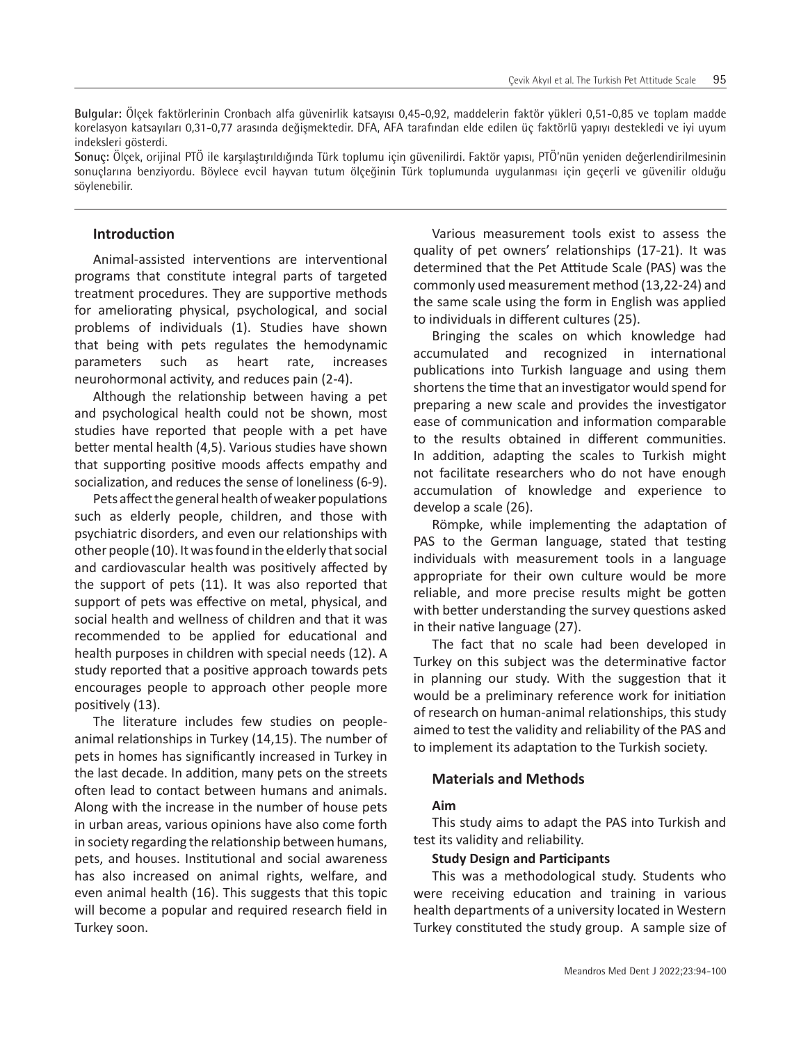**Bulgular:** Ölçek faktörlerinin Cronbach alfa güvenirlik katsayısı 0,45-0,92, maddelerin faktör yükleri 0,51-0,85 ve toplam madde korelasyon katsayıları 0,31-0,77 arasında değişmektedir. DFA, AFA tarafından elde edilen üç faktörlü yapıyı destekledi ve iyi uyum indeksleri gösterdi.

**Sonuç:** Ölçek, orijinal PTÖ ile karşılaştırıldığında Türk toplumu için güvenilirdi. Faktör yapısı, PTÖ'nün yeniden değerlendirilmesinin sonuçlarına benziyordu. Böylece evcil hayvan tutum ölçeğinin Türk toplumunda uygulanması için geçerli ve güvenilir olduğu söylenebilir.

## Introduction

Animal-assisted interventions are interventional programs that constitute integral parts of targeted treatment procedures. They are supportive methods for ameliorating physical, psychological, and social problems of individuals (1). Studies have shown that being with pets regulates the hemodynamic parameters such as heart rate, increases neurohormonal activity, and reduces pain (2-4).

Although the relationship between having a pet and psychological health could not be shown, most studies have reported that people with a pet have better mental health (4,5). Various studies have shown that supporting positive moods affects empathy and socialization, and reduces the sense of loneliness (6-9).

Pets affect the general health of weaker populations such as elderly people, children, and those with psychiatric disorders, and even our relationships with other people (10). It was found in the elderly that social and cardiovascular health was positively affected by the support of pets (11). It was also reported that support of pets was effective on metal, physical, and social health and wellness of children and that it was recommended to be applied for educational and health purposes in children with special needs (12). A study reported that a positive approach towards pets encourages people to approach other people more positively (13).

The literature includes few studies on people-animal relationships in Turkey (14,15). The number of pets in homes has significantly increased in Turkey in the last decade. In addition, many pets on the streets often lead to contact between humans and animals. Along with the increase in the number of house pets in urban areas, various opinions have also come forth in society regarding the relationship between humans, pets, and houses. Institutional and social awareness has also increased on animal rights, welfare, and even animal health (16). This suggests that this topic will become a popular and required research field in Turkey soon.

Various measurement tools exist to assess the quality of pet owners' relationships (17-21). It was determined that the Pet Attitude Scale (PAS) was the commonly used measurement method (13,22-24) and the same scale using the form in English was applied to individuals in different cultures (25).

Bringing the scales on which knowledge had accumulated and recognized in international publications into Turkish language and using them shortens the time that an investigator would spend for preparing a new scale and provides the investigator ease of communication and information comparable to the results obtained in different communities. In addition, adapting the scales to Turkish might not facilitate researchers who do not have enough accumulation of knowledge and experience to develop a scale (26).

Römpke, while implementing the adaptation of PAS to the German language, stated that testing individuals with measurement tools in a language appropriate for their own culture would be more reliable, and more precise results might be gotten with better understanding the survey questions asked in their native language (27).

The fact that no scale had been developed in Turkey on this subject was the determinative factor in planning our study. With the suggestion that it would be a preliminary reference work for initiation of research on human-animal relationships, this study aimed to test the validity and reliability of the PAS and to implement its adaptation to the Turkish society.

## Materials and Methods

### Aim

This study aims to adapt the PAS into Turkish and test its validity and reliability.

### Study Design and Participants

This was a methodological study. Students who were receiving education and training in various health departments of a university located in Western Turkey constituted the study group. A sample size of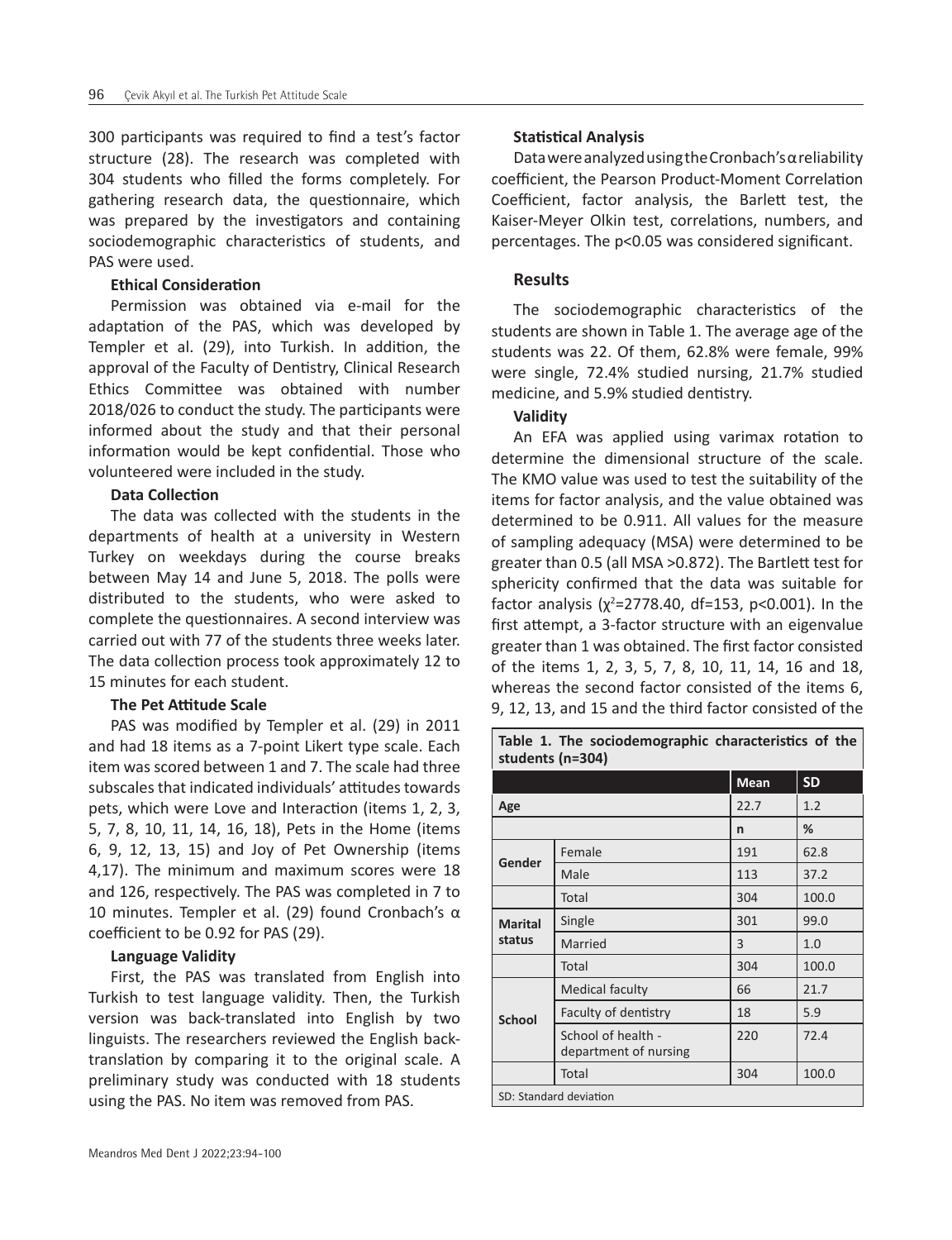300 participants was required to find a test's factor structure (28). The research was completed with 304 students who filled the forms completely. For gathering research data, the questionnaire, which was prepared by the investigators and containing sociodemographic characteristics of students, and PAS were used.

**Ethical Consideration**

Permission was obtained via e-mail for the adaptation of the PAS, which was developed by Templer et al. (29), into Turkish. In addition, the approval of the Faculty of Dentistry, Clinical Research Ethics Committee was obtained with number 2018/026 to conduct the study. The participants were informed about the study and that their personal information would be kept confidential. Those who volunteered were included in the study.

**Data Collection**

The data was collected with the students in the departments of health at a university in Western Turkey on weekdays during the course breaks between May 14 and June 5, 2018. The polls were distributed to the students, who were asked to complete the questionnaires. A second interview was carried out with 77 of the students three weeks later. The data collection process took approximately 12 to 15 minutes for each student.

**The Pet Attitude Scale**

PAS was modified by Templer et al. (29) in 2011 and had 18 items as a 7-point Likert type scale. Each item was scored between 1 and 7. The scale had three subscales that indicated individuals' attitudes towards pets, which were Love and Interaction (items 1, 2, 3, 5, 7, 8, 10, 11, 14, 16, 18), Pets in the Home (items 6, 9, 12, 13, 15) and Joy of Pet Ownership (items 4,17). The minimum and maximum scores were 18 and 126, respectively. The PAS was completed in 7 to 10 minutes. Templer et al. (29) found Cronbach's α coefficient to be 0.92 for PAS (29).

**Language Validity**

First, the PAS was translated from English into Turkish to test language validity. Then, the Turkish version was back-translated into English by two linguists. The researchers reviewed the English back-translation by comparing it to the original scale. A preliminary study was conducted with 18 students using the PAS. No item was removed from PAS.

**Statistical Analysis**

Data were analyzed using the Cronbach's α reliability coefficient, the Pearson Product-Moment Correlation Coefficient, factor analysis, the Barlett test, the Kaiser-Meyer Olkin test, correlations, numbers, and percentages. The $p<0.05$ was considered significant.

## Results

The sociodemographic characteristics of the students are shown in Table 1. The average age of the students was 22. Of them, 62.8% were female, 99% were single, 72.4% studied nursing, 21.7% studied medicine, and 5.9% studied dentistry.

**Validity**

An EFA was applied using varimax rotation to determine the dimensional structure of the scale. The KMO value was used to test the suitability of the items for factor analysis, and the value obtained was determined to be 0.911. All values for the measure of sampling adequacy (MSA) were determined to be greater than 0.5 (all MSA >0.872). The Bartlett test for sphericity confirmed that the data was suitable for factor analysis ($\chi^2$=2778.40, df=153, $p<0.001$). In the first attempt, a 3-factor structure with an eigenvalue greater than 1 was obtained. The first factor consisted of the items 1, 2, 3, 5, 7, 8, 10, 11, 14, 16 and 18, whereas the second factor consisted of the items 6, 9, 12, 13, and 15 and the third factor consisted of the

**Table 1. The sociodemographic characteristics of the students (n=304)**

| | | Mean | SD |
|---|---|---|---|
| Age | | 22.7 | 1.2 |
| | | n | % |
| Gender | Female | 191 | 62.8 |
| | Male | 113 | 37.2 |
| | Total | 304 | 100.0 |
| Marital status | Single | 301 | 99.0 |
| | Married | 3 | 1.0 |
| | Total | 304 | 100.0 |
| School | Medical faculty | 66 | 21.7 |
| | Faculty of dentistry | 18 | 5.9 |
| | School of health - department of nursing | 220 | 72.4 |
| | Total | 304 | 100.0 |

SD: Standard deviation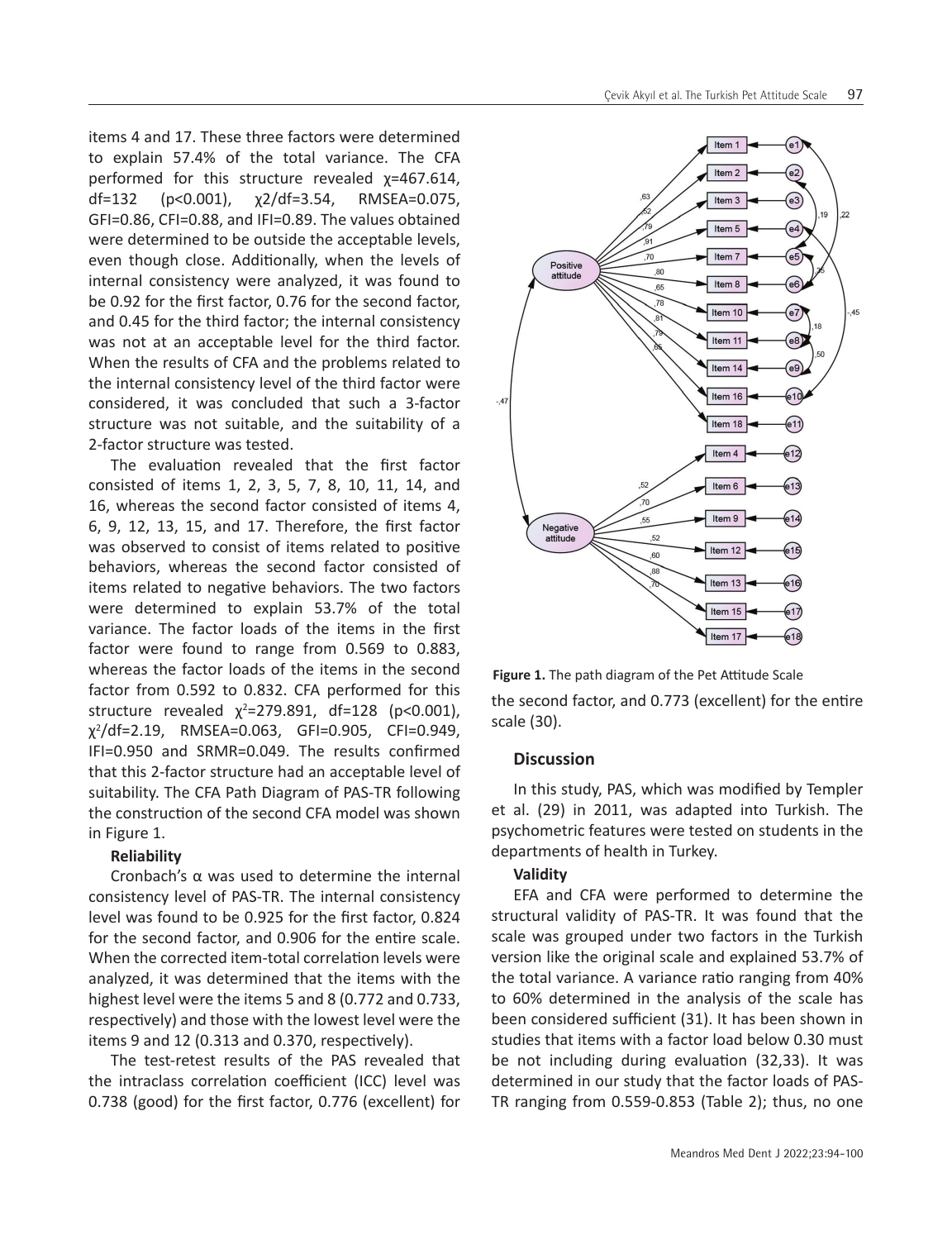items 4 and 17. These three factors were determined to explain 57.4% of the total variance. The CFA performed for this structure revealed χ=467.614, df=132 (p<0.001), χ2/df=3.54, RMSEA=0.075, GFI=0.86, CFI=0.88, and IFI=0.89. The values obtained were determined to be outside the acceptable levels, even though close. Additionally, when the levels of internal consistency were analyzed, it was found to be 0.92 for the first factor, 0.76 for the second factor, and 0.45 for the third factor; the internal consistency was not at an acceptable level for the third factor. When the results of CFA and the problems related to the internal consistency level of the third factor were considered, it was concluded that such a 3-factor structure was not suitable, and the suitability of a 2-factor structure was tested.

The evaluation revealed that the first factor consisted of items 1, 2, 3, 5, 7, 8, 10, 11, 14, and 16, whereas the second factor consisted of items 4, 6, 9, 12, 13, 15, and 17. Therefore, the first factor was observed to consist of items related to positive behaviors, whereas the second factor consisted of items related to negative behaviors. The two factors were determined to explain 53.7% of the total variance. The factor loads of the items in the first factor were found to range from 0.569 to 0.883, whereas the factor loads of the items in the second factor from 0.592 to 0.832. CFA performed for this structure revealed $\chi^2$=279.891, df=128 (p<0.001), $\chi^2$/df=2.19, RMSEA=0.063, GFI=0.905, CFI=0.949, IFI=0.950 and SRMR=0.049. The results confirmed that this 2-factor structure had an acceptable level of suitability. The CFA Path Diagram of PAS-TR following the construction of the second CFA model was shown in Figure 1.

**Reliability**

Cronbach's α was used to determine the internal consistency level of PAS-TR. The internal consistency level was found to be 0.925 for the first factor, 0.824 for the second factor, and 0.906 for the entire scale. When the corrected item-total correlation levels were analyzed, it was determined that the items with the highest level were the items 5 and 8 (0.772 and 0.733, respectively) and those with the lowest level were the items 9 and 12 (0.313 and 0.370, respectively).

The test-retest results of the PAS revealed that the intraclass correlation coefficient (ICC) level was 0.738 (good) for the first factor, 0.776 (excellent) for the second factor, and 0.773 (excellent) for the entire scale (30).

Positive attitude
Negative attitude
Item 1, Item 2, Item 3, Item 5, Item 7, Item 8, Item 10, Item 11, Item 14, Item 16, Item 18
Item 4, Item 6, Item 9, Item 12, Item 13, Item 15, Item 17
e1–e18
,63 ,52 ,79 ,91 ,70 ,80 ,65 ,78 ,81 ,79 ,65
,52 ,70 ,55 ,52 ,60 ,88 ,70
,19 ,22 ,25 ,18 ,50 -,45 -,47

**Figure 1.** The path diagram of the Pet Attitude Scale

## Discussion

In this study, PAS, which was modified by Templer et al. (29) in 2011, was adapted into Turkish. The psychometric features were tested on students in the departments of health in Turkey.

**Validity**

EFA and CFA were performed to determine the structural validity of PAS-TR. It was found that the scale was grouped under two factors in the Turkish version like the original scale and explained 53.7% of the total variance. A variance ratio ranging from 40% to 60% determined in the analysis of the scale has been considered sufficient (31). It has been shown in studies that items with a factor load below 0.30 must be not including during evaluation (32,33). It was determined in our study that the factor loads of PAS-TR ranging from 0.559-0.853 (Table 2); thus, no one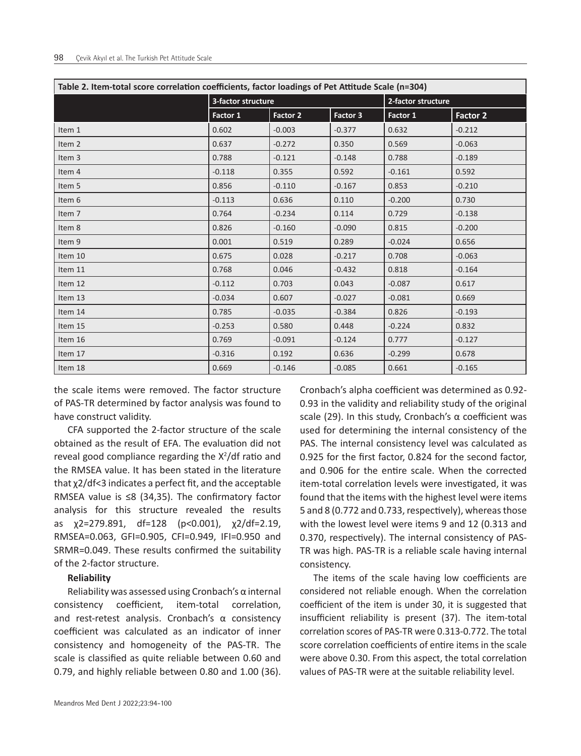**Table 2. Item-total score correlation coefficients, factor loadings of Pet Attitude Scale (n=304)**

| | 3-factor structure | | | 2-factor structure | |
|---|---|---|---|---|---|
| | Factor 1 | Factor 2 | Factor 3 | Factor 1 | Factor 2 |
| Item 1 | 0.602 | -0.003 | -0.377 | 0.632 | -0.212 |
| Item 2 | 0.637 | -0.272 | 0.350 | 0.569 | -0.063 |
| Item 3 | 0.788 | -0.121 | -0.148 | 0.788 | -0.189 |
| Item 4 | -0.118 | 0.355 | 0.592 | -0.161 | 0.592 |
| Item 5 | 0.856 | -0.110 | -0.167 | 0.853 | -0.210 |
| Item 6 | -0.113 | 0.636 | 0.110 | -0.200 | 0.730 |
| Item 7 | 0.764 | -0.234 | 0.114 | 0.729 | -0.138 |
| Item 8 | 0.826 | -0.160 | -0.090 | 0.815 | -0.200 |
| Item 9 | 0.001 | 0.519 | 0.289 | -0.024 | 0.656 |
| Item 10 | 0.675 | 0.028 | -0.217 | 0.708 | -0.063 |
| Item 11 | 0.768 | 0.046 | -0.432 | 0.818 | -0.164 |
| Item 12 | -0.112 | 0.703 | 0.043 | -0.087 | 0.617 |
| Item 13 | -0.034 | 0.607 | -0.027 | -0.081 | 0.669 |
| Item 14 | 0.785 | -0.035 | -0.384 | 0.826 | -0.193 |
| Item 15 | -0.253 | 0.580 | 0.448 | -0.224 | 0.832 |
| Item 16 | 0.769 | -0.091 | -0.124 | 0.777 | -0.127 |
| Item 17 | -0.316 | 0.192 | 0.636 | -0.299 | 0.678 |
| Item 18 | 0.669 | -0.146 | -0.085 | 0.661 | -0.165 |

the scale items were removed. The factor structure of PAS-TR determined by factor analysis was found to have construct validity.

CFA supported the 2-factor structure of the scale obtained as the result of EFA. The evaluation did not reveal good compliance regarding the $X^2$/df ratio and the RMSEA value. It has been stated in the literature that $\chi^2$/df<3 indicates a perfect fit, and the acceptable RMSEA value is ≤8 (34,35). The confirmatory factor analysis for this structure revealed the results as $\chi^2$=279.891, df=128 ($p<0.001$), $\chi^2$/df=2.19, RMSEA=0.063, GFI=0.905, CFI=0.949, IFI=0.950 and SRMR=0.049. These results confirmed the suitability of the 2-factor structure.

**Reliability**

Reliability was assessed using Cronbach's α internal consistency coefficient, item-total correlation, and rest-retest analysis. Cronbach's α consistency coefficient was calculated as an indicator of inner consistency and homogeneity of the PAS-TR. The scale is classified as quite reliable between 0.60 and 0.79, and highly reliable between 0.80 and 1.00 (36). Cronbach's alpha coefficient was determined as 0.92-0.93 in the validity and reliability study of the original scale (29). In this study, Cronbach's α coefficient was used for determining the internal consistency of the PAS. The internal consistency level was calculated as 0.925 for the first factor, 0.824 for the second factor, and 0.906 for the entire scale. When the corrected item-total correlation levels were investigated, it was found that the items with the highest level were items 5 and 8 (0.772 and 0.733, respectively), whereas those with the lowest level were items 9 and 12 (0.313 and 0.370, respectively). The internal consistency of PAS-TR was high. PAS-TR is a reliable scale having internal consistency.

The items of the scale having low coefficients are considered not reliable enough. When the correlation coefficient of the item is under 30, it is suggested that insufficient reliability is present (37). The item-total correlation scores of PAS-TR were 0.313-0.772. The total score correlation coefficients of entire items in the scale were above 0.30. From this aspect, the total correlation values of PAS-TR were at the suitable reliability level.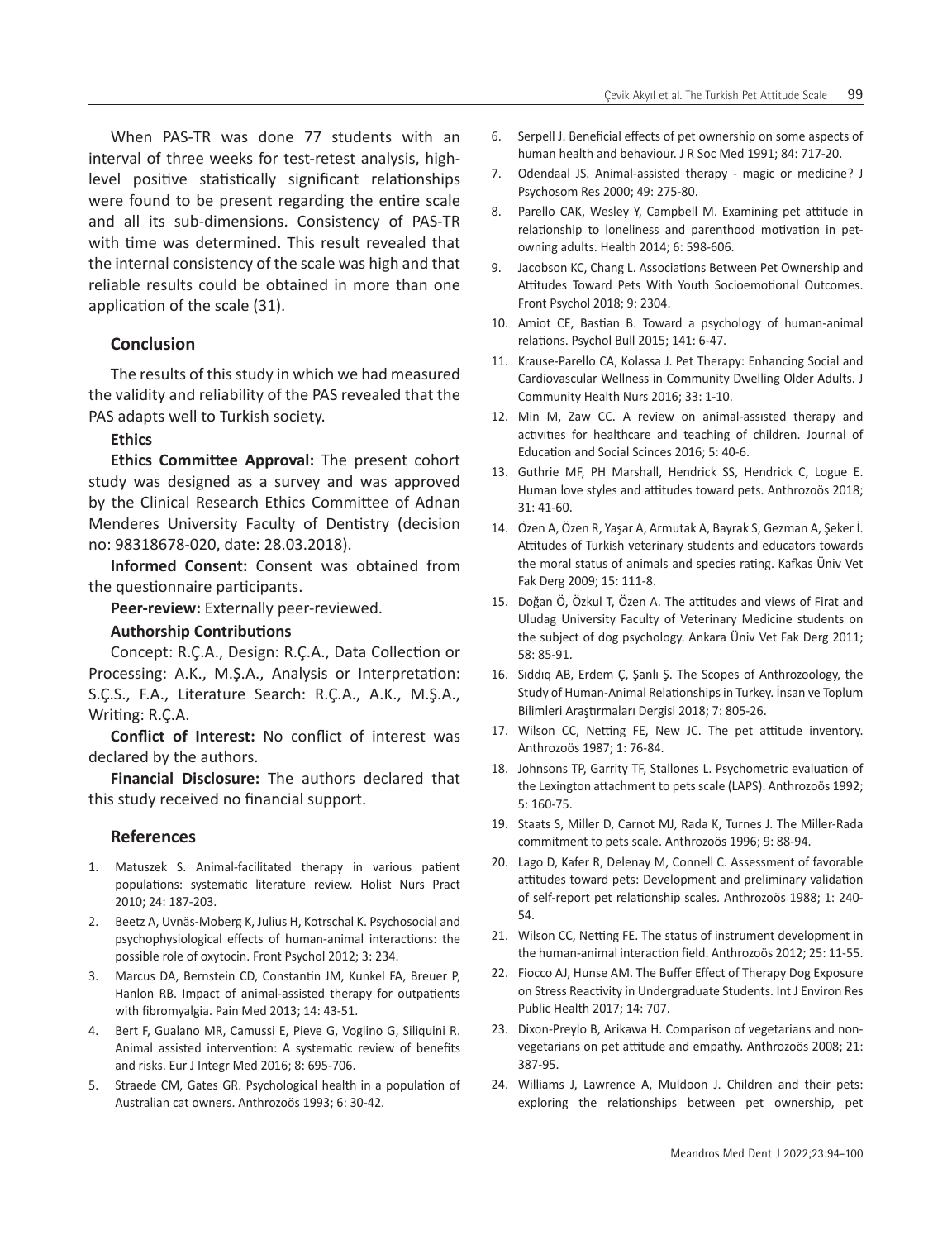When PAS-TR was done 77 students with an interval of three weeks for test-retest analysis, high-level positive statistically significant relationships were found to be present regarding the entire scale and all its sub-dimensions. Consistency of PAS-TR with time was determined. This result revealed that the internal consistency of the scale was high and that reliable results could be obtained in more than one application of the scale (31).

## Conclusion

The results of this study in which we had measured the validity and reliability of the PAS revealed that the PAS adapts well to Turkish society.

### Ethics

**Ethics Committee Approval:** The present cohort study was designed as a survey and was approved by the Clinical Research Ethics Committee of Adnan Menderes University Faculty of Dentistry (decision no: 98318678-020, date: 28.03.2018).

**Informed Consent:** Consent was obtained from the questionnaire participants.

**Peer-review:** Externally peer-reviewed.

### Authorship Contributions

Concept: R.Ç.A., Design: R.Ç.A., Data Collection or Processing: A.K., M.Ş.A., Analysis or Interpretation: S.Ç.S., F.A., Literature Search: R.Ç.A., A.K., M.Ş.A., Writing: R.Ç.A.

**Conflict of Interest:** No conflict of interest was declared by the authors.

**Financial Disclosure:** The authors declared that this study received no financial support.

## References

1. Matuszek S. Animal-facilitated therapy in various patient populations: systematic literature review. Holist Nurs Pract 2010; 24: 187-203.
2. Beetz A, Uvnäs-Moberg K, Julius H, Kotrschal K. Psychosocial and psychophysiological effects of human-animal interactions: the possible role of oxytocin. Front Psychol 2012; 3: 234.
3. Marcus DA, Bernstein CD, Constantin JM, Kunkel FA, Breuer P, Hanlon RB. Impact of animal-assisted therapy for outpatients with fibromyalgia. Pain Med 2013; 14: 43-51.
4. Bert F, Gualano MR, Camussi E, Pieve G, Voglino G, Siliquini R. Animal assisted intervention: A systematic review of benefits and risks. Eur J Integr Med 2016; 8: 695-706.
5. Straede CM, Gates GR. Psychological health in a population of Australian cat owners. Anthrozoös 1993; 6: 30-42.
6. Serpell J. Beneficial effects of pet ownership on some aspects of human health and behaviour. J R Soc Med 1991; 84: 717-20.
7. Odendaal JS. Animal-assisted therapy - magic or medicine? J Psychosom Res 2000; 49: 275-80.
8. Parello CAK, Wesley Y, Campbell M. Examining pet attitude in relationship to loneliness and parenthood motivation in pet-owning adults. Health 2014; 6: 598-606.
9. Jacobson KC, Chang L. Associations Between Pet Ownership and Attitudes Toward Pets With Youth Socioemotional Outcomes. Front Psychol 2018; 9: 2304.
10. Amiot CE, Bastian B. Toward a psychology of human-animal relations. Psychol Bull 2015; 141: 6-47.
11. Krause-Parello CA, Kolassa J. Pet Therapy: Enhancing Social and Cardiovascular Wellness in Community Dwelling Older Adults. J Community Health Nurs 2016; 33: 1-10.
12. Min M, Zaw CC. A review on animal-assısted therapy and actıvıties for healthcare and teaching of children. Journal of Education and Social Scinces 2016; 5: 40-6.
13. Guthrie MF, PH Marshall, Hendrick SS, Hendrick C, Logue E. Human love styles and attitudes toward pets. Anthrozoös 2018; 31: 41-60.
14. Özen A, Özen R, Yaşar A, Armutak A, Bayrak S, Gezman A, Şeker İ. Attitudes of Turkish veterinary students and educators towards the moral status of animals and species rating. Kafkas Üniv Vet Fak Derg 2009; 15: 111-8.
15. Doğan Ö, Özkul T, Özen A. The attitudes and views of Firat and Uludag University Faculty of Veterinary Medicine students on the subject of dog psychology. Ankara Üniv Vet Fak Derg 2011; 58: 85-91.
16. Sıddıq AB, Erdem Ç, Şanlı Ş. The Scopes of Anthrozoology, the Study of Human-Animal Relationships in Turkey. İnsan ve Toplum Bilimleri Araştırmaları Dergisi 2018; 7: 805-26.
17. Wilson CC, Netting FE, New JC. The pet attitude inventory. Anthrozoös 1987; 1: 76-84.
18. Johnsons TP, Garrity TF, Stallones L. Psychometric evaluation of the Lexington attachment to pets scale (LAPS). Anthrozoös 1992; 5: 160-75.
19. Staats S, Miller D, Carnot MJ, Rada K, Turnes J. The Miller-Rada commitment to pets scale. Anthrozoös 1996; 9: 88-94.
20. Lago D, Kafer R, Delenay M, Connell C. Assessment of favorable attitudes toward pets: Development and preliminary validation of self-report pet relationship scales. Anthrozoös 1988; 1: 240-54.
21. Wilson CC, Netting FE. The status of instrument development in the human-animal interaction field. Anthrozoös 2012; 25: 11-55.
22. Fiocco AJ, Hunse AM. The Buffer Effect of Therapy Dog Exposure on Stress Reactivity in Undergraduate Students. Int J Environ Res Public Health 2017; 14: 707.
23. Dixon-Preylo B, Arikawa H. Comparison of vegetarians and non-vegetarians on pet attitude and empathy. Anthrozoös 2008; 21: 387-95.
24. Williams J, Lawrence A, Muldoon J. Children and their pets: exploring the relationships between pet ownership, pet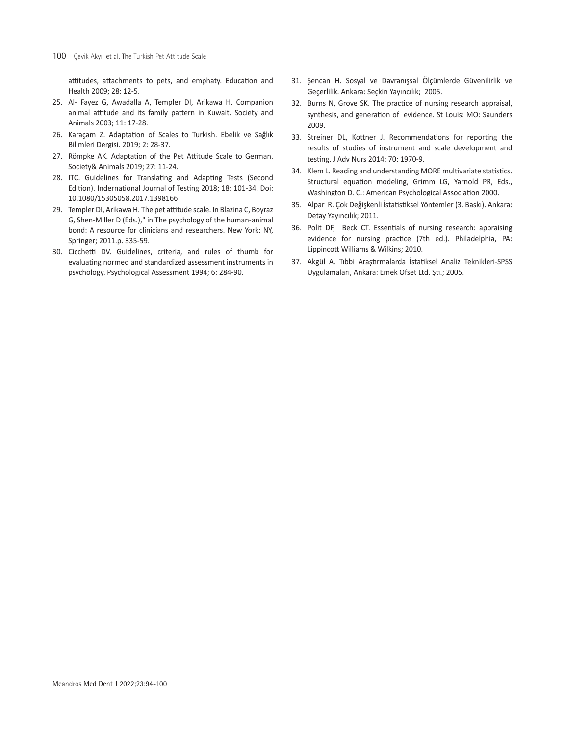attitudes, attachments to pets, and emphaty. Education and Health 2009; 28: 12-5.

25. Al- Fayez G, Awadalla A, Templer DI, Arikawa H. Companion animal attitude and its family pattern in Kuwait. Society and Animals 2003; 11: 17-28.
26. Karaçam Z. Adaptation of Scales to Turkish. Ebelik ve Sağlık Bilimleri Dergisi. 2019; 2: 28-37.
27. Römpke AK. Adaptation of the Pet Attitude Scale to German. Society& Animals 2019; 27: 11-24.
28. ITC. Guidelines for Translating and Adapting Tests (Second Edition). Indernational Journal of Testing 2018; 18: 101-34. Doi: 10.1080/15305058.2017.1398166
29. Templer DI, Arikawa H. The pet attitude scale. In Blazina C, Boyraz G, Shen-Miller D (Eds.)," in The psychology of the human-animal bond: A resource for clinicians and researchers. New York: NY, Springer; 2011.p. 335-59.
30. Cicchetti DV. Guidelines, criteria, and rules of thumb for evaluating normed and standardized assessment instruments in psychology. Psychological Assessment 1994; 6: 284-90.
31. Şencan H. Sosyal ve Davranışsal Ölçümlerde Güvenilirlik ve Geçerlilik. Ankara: Seçkin Yayıncılık; 2005.
32. Burns N, Grove SK. The practice of nursing research appraisal, synthesis, and generation of evidence. St Louis: MO: Saunders 2009.
33. Streiner DL, Kottner J. Recommendations for reporting the results of studies of instrument and scale development and testing. J Adv Nurs 2014; 70: 1970-9.
34. Klem L. Reading and understanding MORE multivariate statistics. Structural equation modeling, Grimm LG, Yarnold PR, Eds., Washington D. C.: American Psychological Association 2000.
35. Alpar R. Çok Değişkenli İstatistiksel Yöntemler (3. Baskı). Ankara: Detay Yayıncılık; 2011.
36. Polit DF, Beck CT. Essentials of nursing research: appraising evidence for nursing practice (7th ed.). Philadelphia, PA: Lippincott Williams & Wilkins; 2010.
37. Akgül A. Tıbbi Araştırmalarda İstatiksel Analiz Teknikleri-SPSS Uygulamaları, Ankara: Emek Ofset Ltd. Şti.; 2005.